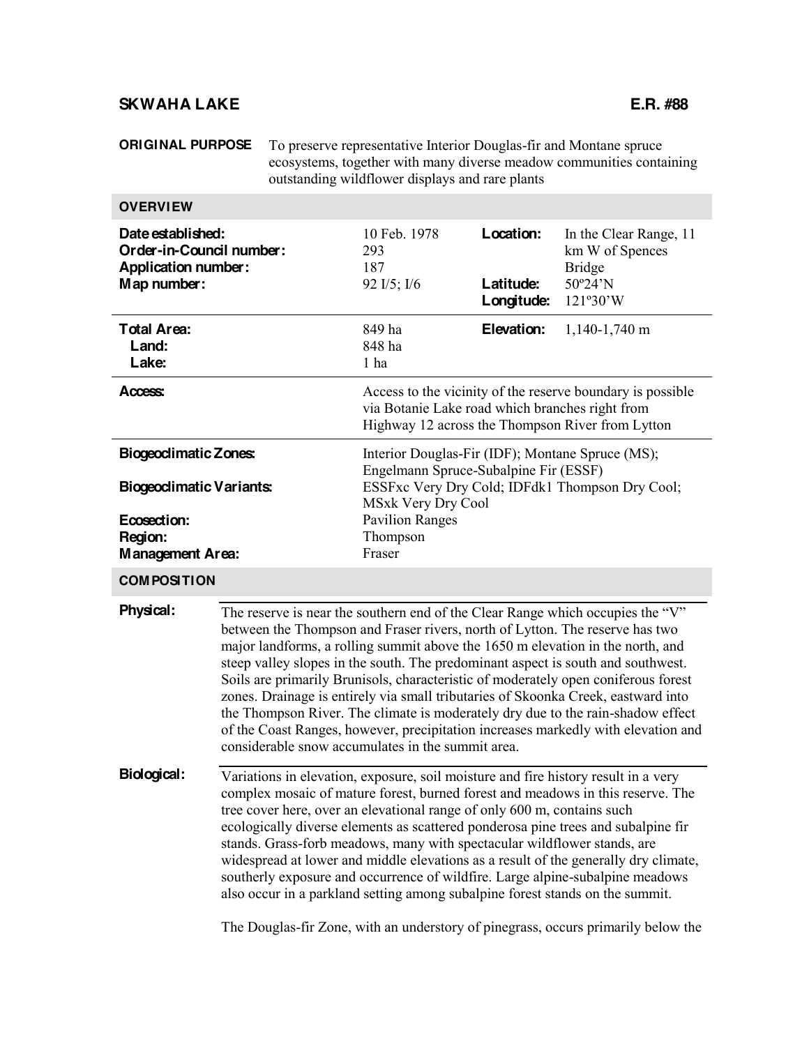# SKWAHA LAKE

**E.R. #88**

**ORIGINAL PURPOSE** To preserve representative Interior Douglas-fir and Montane spruce ecosystems, together with many diverse meadow communities containing outstanding wildflower displays and rare plants

## OVERVIEW

| | | | |
|---|---|---|---|
| **Date established:** | 10 Feb. 1978 | **Location:** | In the Clear Range, 11 km W of Spences Bridge |
| **Order-in-Council number:** | 293 | | |
| **Application number:** | 187 | | |
| **Map number:** | 92 I/5; I/6 | **Latitude:** | 50º24'N |
| | | **Longitude:** | 121º30'W |
| **Total Area:** | 849 ha | **Elevation:** | 1,140-1,740 m |
| **Land:** | 848 ha | | |
| **Lake:** | 1 ha | | |

**Access:** Access to the vicinity of the reserve boundary is possible via Botanie Lake road which branches right from Highway 12 across the Thompson River from Lytton

| | |
|---|---|
| **Biogeoclimatic Zones:** | Interior Douglas-Fir (IDF); Montane Spruce (MS); Engelmann Spruce-Subalpine Fir (ESSF) |
| **Biogeoclimatic Variants:** | ESSFxc Very Dry Cold; IDFdk1 Thompson Dry Cool; MSxk Very Dry Cool |
| **Ecosection:** | Pavilion Ranges |
| **Region:** | Thompson |
| **Management Area:** | Fraser |

## COMPOSITION

**Physical:** The reserve is near the southern end of the Clear Range which occupies the "V" between the Thompson and Fraser rivers, north of Lytton. The reserve has two major landforms, a rolling summit above the 1650 m elevation in the north, and steep valley slopes in the south. The predominant aspect is south and southwest. Soils are primarily Brunisols, characteristic of moderately open coniferous forest zones. Drainage is entirely via small tributaries of Skoonka Creek, eastward into the Thompson River. The climate is moderately dry due to the rain-shadow effect of the Coast Ranges, however, precipitation increases markedly with elevation and considerable snow accumulates in the summit area.

**Biological:** Variations in elevation, exposure, soil moisture and fire history result in a very complex mosaic of mature forest, burned forest and meadows in this reserve. The tree cover here, over an elevational range of only 600 m, contains such ecologically diverse elements as scattered ponderosa pine trees and subalpine fir stands. Grass-forb meadows, many with spectacular wildflower stands, are widespread at lower and middle elevations as a result of the generally dry climate, southerly exposure and occurrence of wildfire. Large alpine-subalpine meadows also occur in a parkland setting among subalpine forest stands on the summit.

The Douglas-fir Zone, with an understory of pinegrass, occurs primarily below the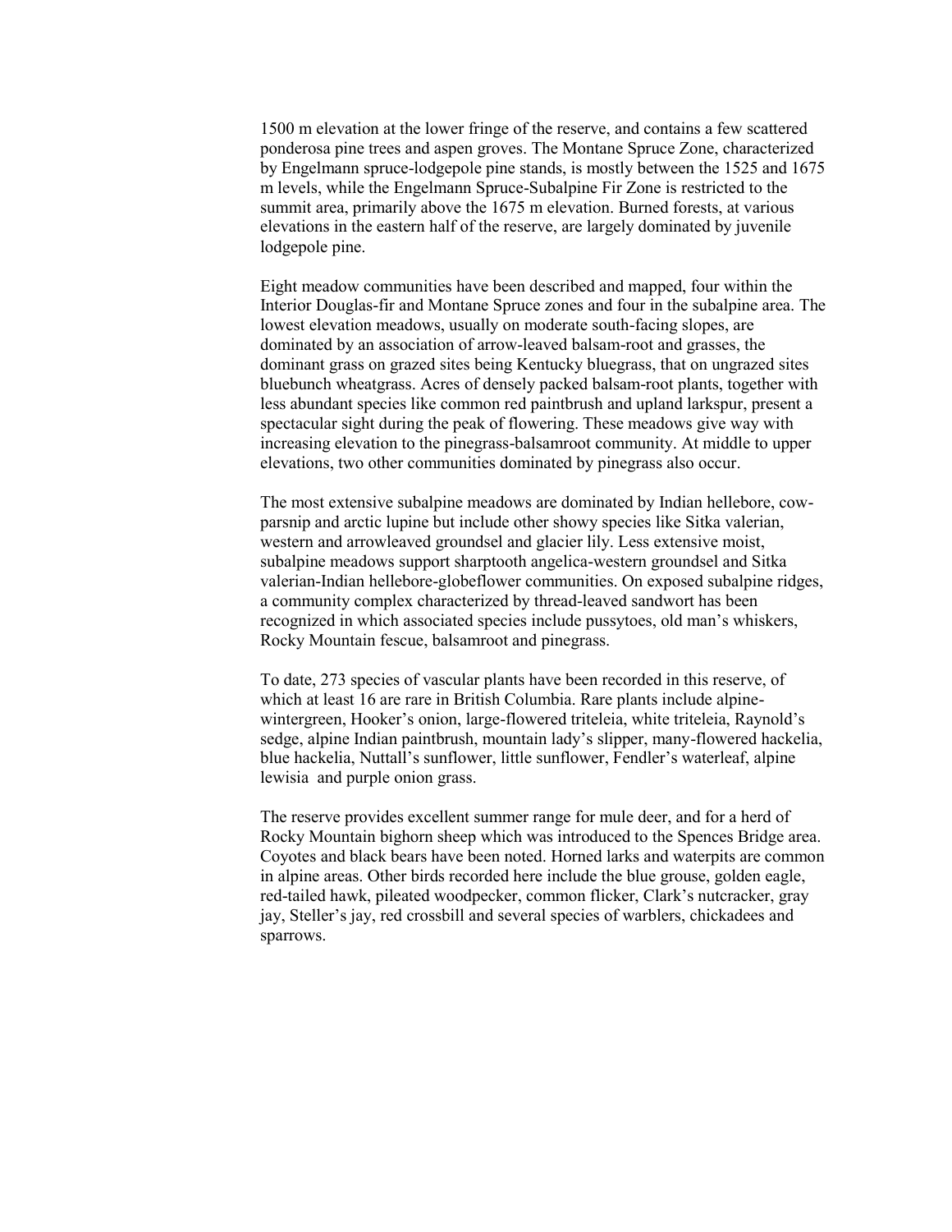1500 m elevation at the lower fringe of the reserve, and contains a few scattered ponderosa pine trees and aspen groves. The Montane Spruce Zone, characterized by Engelmann spruce-lodgepole pine stands, is mostly between the 1525 and 1675 m levels, while the Engelmann Spruce-Subalpine Fir Zone is restricted to the summit area, primarily above the 1675 m elevation. Burned forests, at various elevations in the eastern half of the reserve, are largely dominated by juvenile lodgepole pine.

Eight meadow communities have been described and mapped, four within the Interior Douglas-fir and Montane Spruce zones and four in the subalpine area. The lowest elevation meadows, usually on moderate south-facing slopes, are dominated by an association of arrow-leaved balsam-root and grasses, the dominant grass on grazed sites being Kentucky bluegrass, that on ungrazed sites bluebunch wheatgrass. Acres of densely packed balsam-root plants, together with less abundant species like common red paintbrush and upland larkspur, present a spectacular sight during the peak of flowering. These meadows give way with increasing elevation to the pinegrass-balsamroot community. At middle to upper elevations, two other communities dominated by pinegrass also occur.

The most extensive subalpine meadows are dominated by Indian hellebore, cow-parsnip and arctic lupine but include other showy species like Sitka valerian, western and arrowleaved groundsel and glacier lily. Less extensive moist, subalpine meadows support sharptooth angelica-western groundsel and Sitka valerian-Indian hellebore-globeflower communities. On exposed subalpine ridges, a community complex characterized by thread-leaved sandwort has been recognized in which associated species include pussytoes, old man's whiskers, Rocky Mountain fescue, balsamroot and pinegrass.

To date, 273 species of vascular plants have been recorded in this reserve, of which at least 16 are rare in British Columbia. Rare plants include alpine-wintergreen, Hooker's onion, large-flowered triteleia, white triteleia, Raynold's sedge, alpine Indian paintbrush, mountain lady's slipper, many-flowered hackelia, blue hackelia, Nuttall's sunflower, little sunflower, Fendler's waterleaf, alpine lewisia and purple onion grass.

The reserve provides excellent summer range for mule deer, and for a herd of Rocky Mountain bighorn sheep which was introduced to the Spences Bridge area. Coyotes and black bears have been noted. Horned larks and waterpits are common in alpine areas. Other birds recorded here include the blue grouse, golden eagle, red-tailed hawk, pileated woodpecker, common flicker, Clark's nutcracker, gray jay, Steller's jay, red crossbill and several species of warblers, chickadees and sparrows.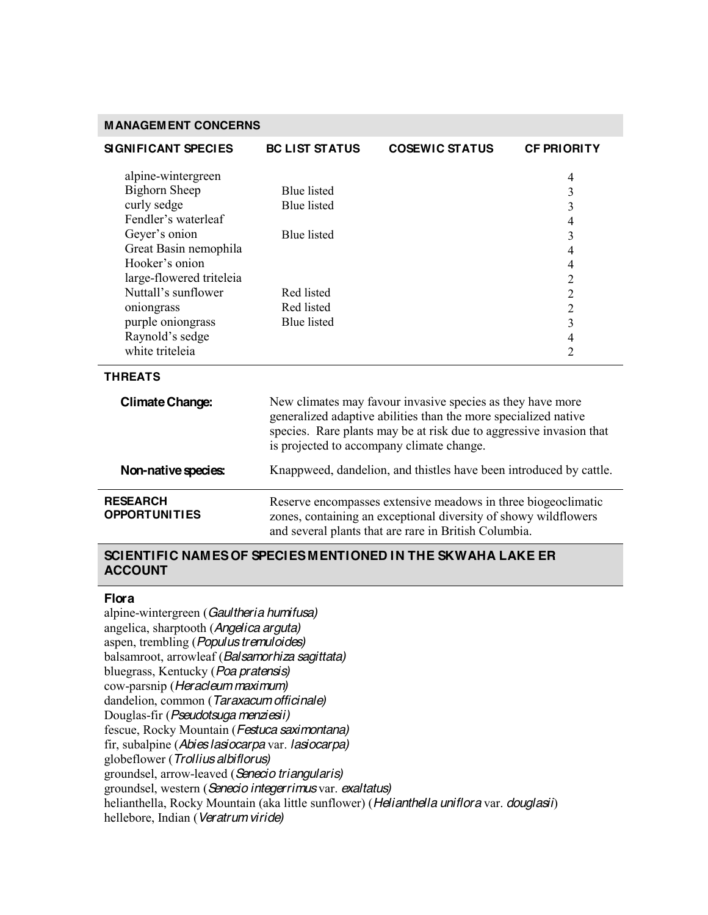## MANAGEMENT CONCERNS

| SIGNIFICANT SPECIES | BC LIST STATUS | COSEWIC STATUS | CF PRIORITY |
|---|---|---|---|
| alpine-wintergreen | | | 4 |
| Bighorn Sheep | Blue listed | | 3 |
| curly sedge | Blue listed | | 3 |
| Fendler's waterleaf | | | 4 |
| Geyer's onion | Blue listed | | 3 |
| Great Basin nemophila | | | 4 |
| Hooker's onion | | | 4 |
| large-flowered triteleia | | | 2 |
| Nuttall's sunflower | Red listed | | 2 |
| oniongrass | Red listed | | 2 |
| purple oniongrass | Blue listed | | 3 |
| Raynold's sedge | | | 4 |
| white triteleia | | | 2 |

### THREATS

**Climate Change:** New climates may favour invasive species as they have more generalized adaptive abilities than the more specialized native species. Rare plants may be at risk due to aggressive invasion that is projected to accompany climate change.

**Non-native species:** Knappweed, dandelion, and thistles have been introduced by cattle.

### RESEARCH OPPORTUNITIES

Reserve encompasses extensive meadows in three biogeoclimatic zones, containing an exceptional diversity of showy wildflowers and several plants that are rare in British Columbia.

## SCIENTIFIC NAMES OF SPECIES MENTIONED IN THE SKWAHA LAKE ER ACCOUNT

### Flora

alpine-wintergreen (*Gaultheria humifusa)*
angelica, sharptooth (*Angelica arguta)*
aspen, trembling (*Populus tremuloides)*
balsamroot, arrowleaf (*Balsamorhiza sagittata)*
bluegrass, Kentucky (*Poa pratensis)*
cow-parsnip (*Heracleum maximum)*
dandelion, common (*Taraxacum officinale)*
Douglas-fir (*Pseudotsuga menziesii)*
fescue, Rocky Mountain (*Festuca saximontana)*
fir, subalpine (*Abies lasiocarpa* var. *lasiocarpa)*
globeflower (*Trollius albiflorus)*
groundsel, arrow-leaved (*Senecio triangularis)*
groundsel, western (*Senecio integerrimus* var. *exaltatus)*
helianthella, Rocky Mountain (aka little sunflower) (*Helianthella uniflora* var. *douglasii*)
hellebore, Indian (*Veratrum viride)*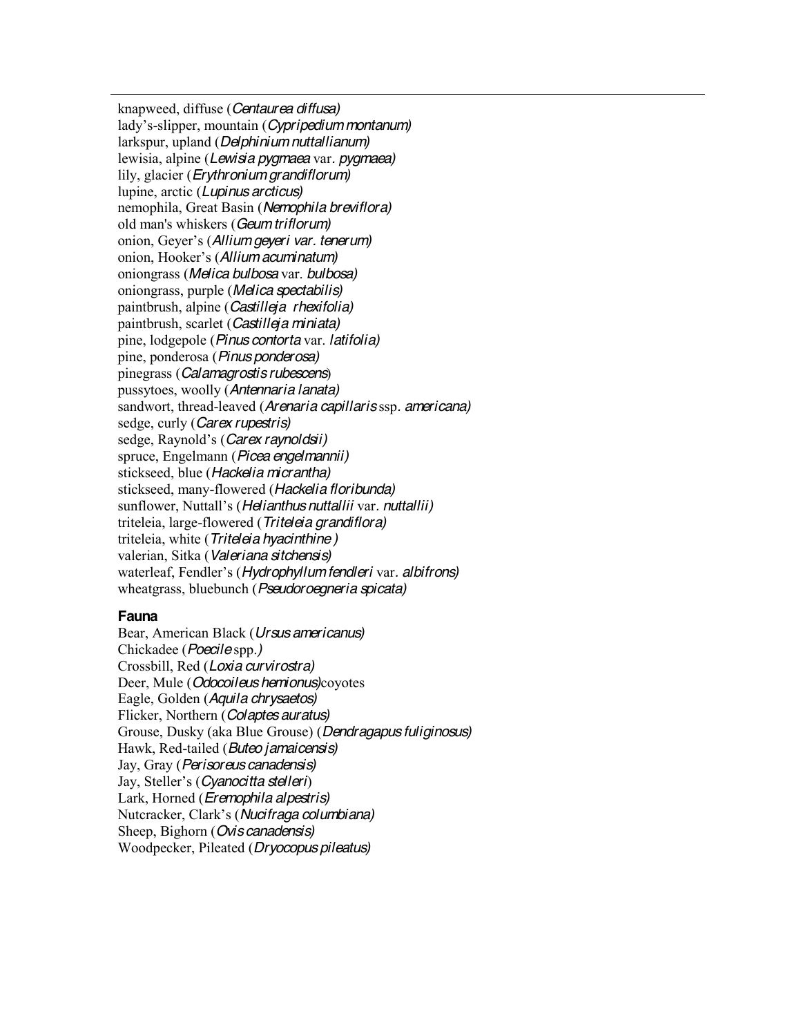knapweed, diffuse (*Centaurea diffusa)*
lady's-slipper, mountain (*Cypripedium montanum)*
larkspur, upland (*Delphinium nuttallianum)*
lewisia, alpine (*Lewisia pygmaea* var. *pygmaea)*
lily, glacier (*Erythronium grandiflorum)*
lupine, arctic (*Lupinus arcticus)*
nemophila, Great Basin (*Nemophila breviflora)*
old man's whiskers (*Geum triflorum)*
onion, Geyer's (*Allium geyeri var. tenerum)*
onion, Hooker's (*Allium acuminatum)*
oniongrass (*Melica bulbosa* var. *bulbosa)*
oniongrass, purple (*Melica spectabilis)*
paintbrush, alpine (*Castilleja rhexifolia)*
paintbrush, scarlet (*Castilleja miniata)*
pine, lodgepole (*Pinus contorta* var. *latifolia)*
pine, ponderosa (*Pinus ponderosa)*
pinegrass (*Calamagrostis rubescens*)
pussytoes, woolly (*Antennaria lanata)*
sandwort, thread-leaved (*Arenaria capillaris* ssp. *americana)*
sedge, curly (*Carex rupestris)*
sedge, Raynold's (*Carex raynoldsii)*
spruce, Engelmann (*Picea engelmannii)*
stickseed, blue (*Hackelia micrantha)*
stickseed, many-flowered (*Hackelia floribunda)*
sunflower, Nuttall's (*Helianthus nuttallii* var. *nuttallii)*
triteleia, large-flowered (*Triteleia grandiflora)*
triteleia, white (*Triteleia hyacinthine )*
valerian, Sitka (*Valeriana sitchensis)*
waterleaf, Fendler's (*Hydrophyllum fendleri* var. *albifrons)*
wheatgrass, bluebunch (*Pseudoroegneria spicata)*

**Fauna**

Bear, American Black (*Ursus americanus)*
Chickadee (*Poecile* spp.*)*
Crossbill, Red (*Loxia curvirostra)*
Deer, Mule (*Odocoileus hemionus)*coyotes
Eagle, Golden (*Aquila chrysaetos)*
Flicker, Northern (*Colaptes auratus)*
Grouse, Dusky (aka Blue Grouse) (*Dendragapus fuliginosus)*
Hawk, Red-tailed (*Buteo jamaicensis)*
Jay, Gray (*Perisoreus canadensis)*
Jay, Steller's (*Cyanocitta stelleri*)
Lark, Horned (*Eremophila alpestris)*
Nutcracker, Clark's (*Nucifraga columbiana)*
Sheep, Bighorn (*Ovis canadensis)*
Woodpecker, Pileated (*Dryocopus pileatus)*